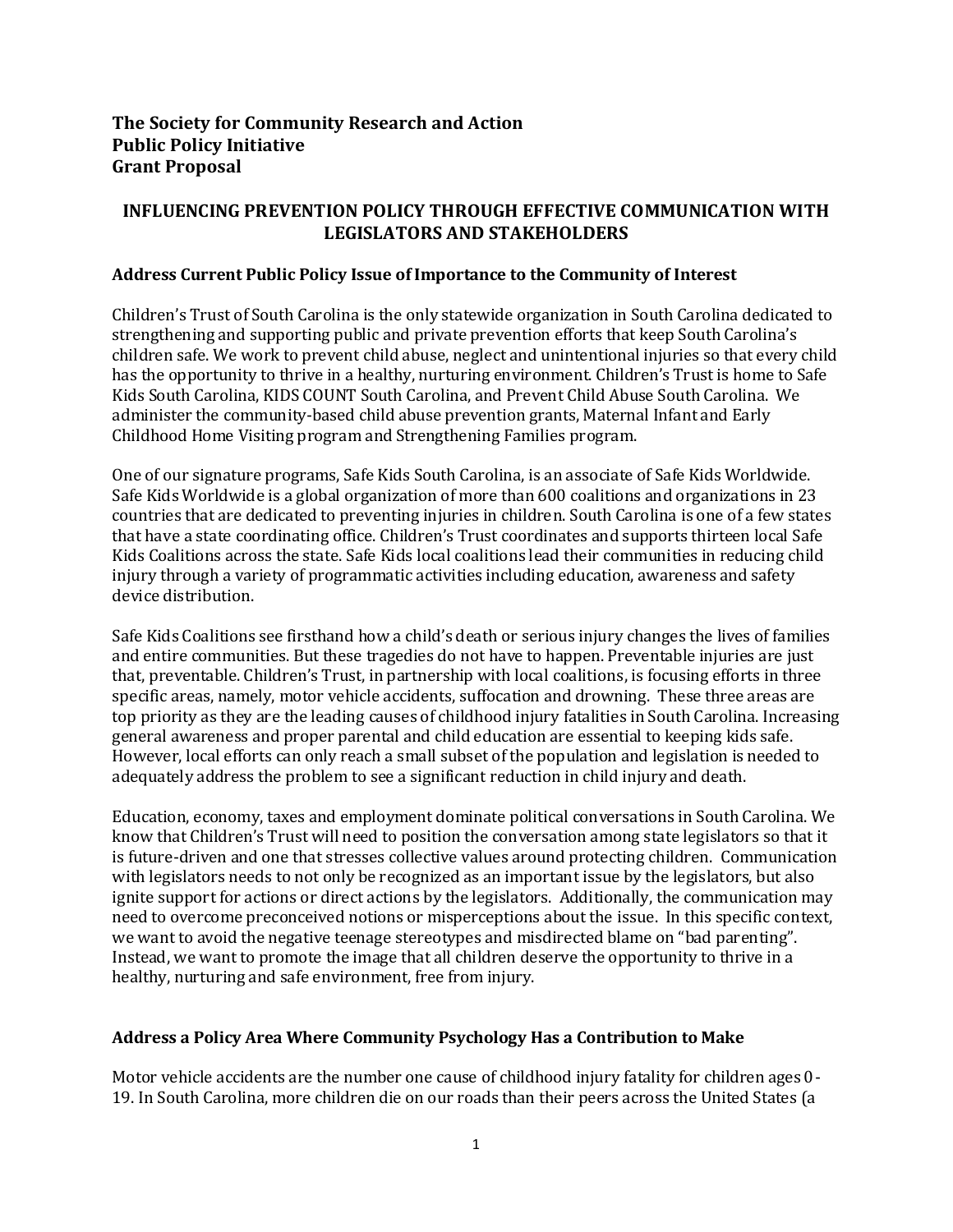**The Society for Community Research and Action**
**Public Policy Initiative**
**Grant Proposal**

## INFLUENCING PREVENTION POLICY THROUGH EFFECTIVE COMMUNICATION WITH LEGISLATORS AND STAKEHOLDERS

### Address Current Public Policy Issue of Importance to the Community of Interest

Children's Trust of South Carolina is the only statewide organization in South Carolina dedicated to strengthening and supporting public and private prevention efforts that keep South Carolina's children safe. We work to prevent child abuse, neglect and unintentional injuries so that every child has the opportunity to thrive in a healthy, nurturing environment. Children's Trust is home to Safe Kids South Carolina, KIDS COUNT South Carolina, and Prevent Child Abuse South Carolina. We administer the community-based child abuse prevention grants, Maternal Infant and Early Childhood Home Visiting program and Strengthening Families program.

One of our signature programs, Safe Kids South Carolina, is an associate of Safe Kids Worldwide. Safe Kids Worldwide is a global organization of more than 600 coalitions and organizations in 23 countries that are dedicated to preventing injuries in children. South Carolina is one of a few states that have a state coordinating office. Children's Trust coordinates and supports thirteen local Safe Kids Coalitions across the state. Safe Kids local coalitions lead their communities in reducing child injury through a variety of programmatic activities including education, awareness and safety device distribution.

Safe Kids Coalitions see firsthand how a child's death or serious injury changes the lives of families and entire communities. But these tragedies do not have to happen. Preventable injuries are just that, preventable. Children's Trust, in partnership with local coalitions, is focusing efforts in three specific areas, namely, motor vehicle accidents, suffocation and drowning. These three areas are top priority as they are the leading causes of childhood injury fatalities in South Carolina. Increasing general awareness and proper parental and child education are essential to keeping kids safe. However, local efforts can only reach a small subset of the population and legislation is needed to adequately address the problem to see a significant reduction in child injury and death.

Education, economy, taxes and employment dominate political conversations in South Carolina. We know that Children's Trust will need to position the conversation among state legislators so that it is future-driven and one that stresses collective values around protecting children. Communication with legislators needs to not only be recognized as an important issue by the legislators, but also ignite support for actions or direct actions by the legislators. Additionally, the communication may need to overcome preconceived notions or misperceptions about the issue. In this specific context, we want to avoid the negative teenage stereotypes and misdirected blame on "bad parenting". Instead, we want to promote the image that all children deserve the opportunity to thrive in a healthy, nurturing and safe environment, free from injury.

### Address a Policy Area Where Community Psychology Has a Contribution to Make

Motor vehicle accidents are the number one cause of childhood injury fatality for children ages 0 - 19. In South Carolina, more children die on our roads than their peers across the United States (a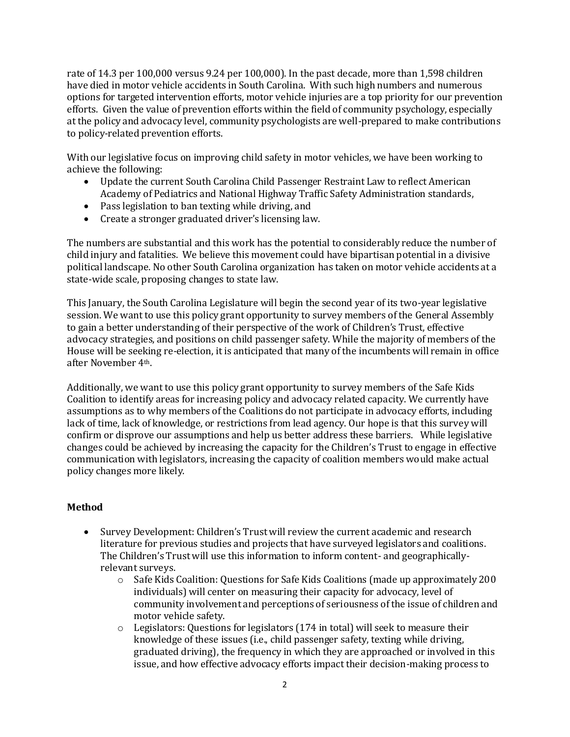rate of 14.3 per 100,000 versus 9.24 per 100,000). In the past decade, more than 1,598 children have died in motor vehicle accidents in South Carolina. With such high numbers and numerous options for targeted intervention efforts, motor vehicle injuries are a top priority for our prevention efforts. Given the value of prevention efforts within the field of community psychology, especially at the policy and advocacy level, community psychologists are well-prepared to make contributions to policy-related prevention efforts.

With our legislative focus on improving child safety in motor vehicles, we have been working to achieve the following:

- Update the current South Carolina Child Passenger Restraint Law to reflect American Academy of Pediatrics and National Highway Traffic Safety Administration standards,
- Pass legislation to ban texting while driving, and
- Create a stronger graduated driver's licensing law.

The numbers are substantial and this work has the potential to considerably reduce the number of child injury and fatalities. We believe this movement could have bipartisan potential in a divisive political landscape. No other South Carolina organization has taken on motor vehicle accidents at a state-wide scale, proposing changes to state law.

This January, the South Carolina Legislature will begin the second year of its two-year legislative session. We want to use this policy grant opportunity to survey members of the General Assembly to gain a better understanding of their perspective of the work of Children's Trust, effective advocacy strategies, and positions on child passenger safety. While the majority of members of the House will be seeking re-election, it is anticipated that many of the incumbents will remain in office after November 4th.

Additionally, we want to use this policy grant opportunity to survey members of the Safe Kids Coalition to identify areas for increasing policy and advocacy related capacity. We currently have assumptions as to why members of the Coalitions do not participate in advocacy efforts, including lack of time, lack of knowledge, or restrictions from lead agency. Our hope is that this survey will confirm or disprove our assumptions and help us better address these barriers. While legislative changes could be achieved by increasing the capacity for the Children's Trust to engage in effective communication with legislators, increasing the capacity of coalition members would make actual policy changes more likely.

**Method**

- Survey Development: Children's Trust will review the current academic and research literature for previous studies and projects that have surveyed legislators and coalitions. The Children's Trust will use this information to inform content- and geographically-relevant surveys.
  - Safe Kids Coalition: Questions for Safe Kids Coalitions (made up approximately 200 individuals) will center on measuring their capacity for advocacy, level of community involvement and perceptions of seriousness of the issue of children and motor vehicle safety.
  - Legislators: Questions for legislators (174 in total) will seek to measure their knowledge of these issues (i.e., child passenger safety, texting while driving, graduated driving), the frequency in which they are approached or involved in this issue, and how effective advocacy efforts impact their decision-making process to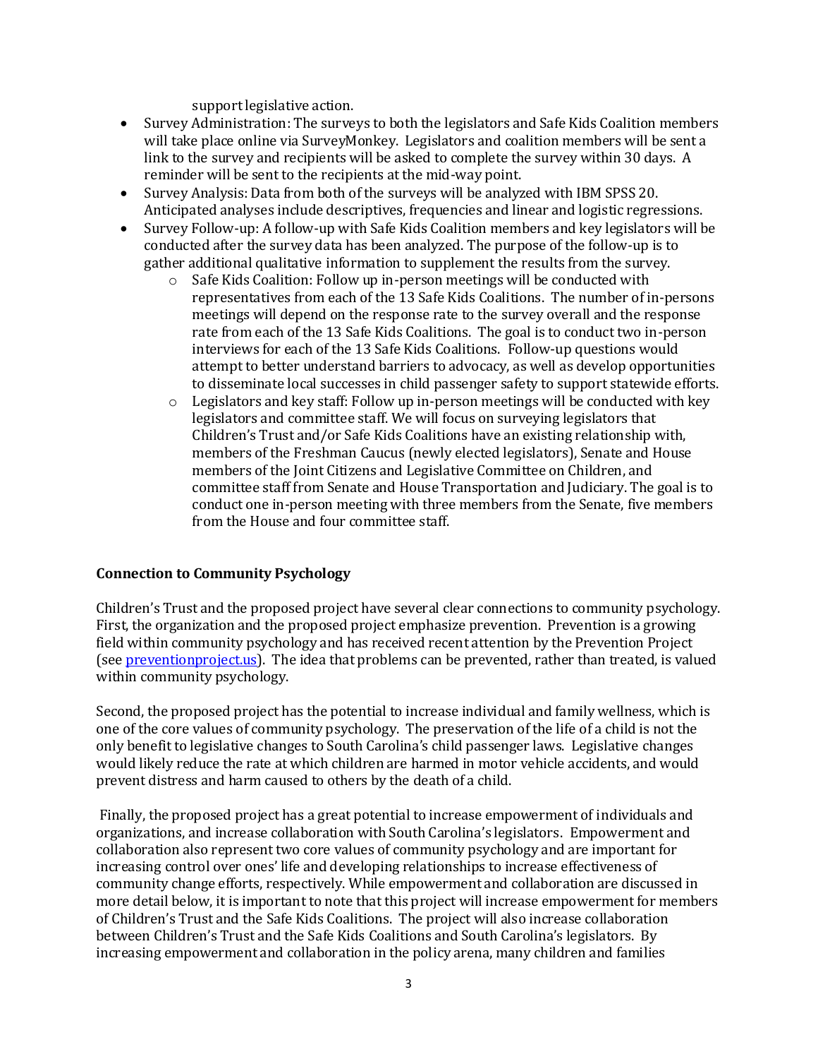support legislative action.

- Survey Administration: The surveys to both the legislators and Safe Kids Coalition members will take place online via SurveyMonkey. Legislators and coalition members will be sent a link to the survey and recipients will be asked to complete the survey within 30 days. A reminder will be sent to the recipients at the mid-way point.
- Survey Analysis: Data from both of the surveys will be analyzed with IBM SPSS 20. Anticipated analyses include descriptives, frequencies and linear and logistic regressions.
- Survey Follow-up: A follow-up with Safe Kids Coalition members and key legislators will be conducted after the survey data has been analyzed. The purpose of the follow-up is to gather additional qualitative information to supplement the results from the survey.
    - Safe Kids Coalition: Follow up in-person meetings will be conducted with representatives from each of the 13 Safe Kids Coalitions. The number of in-persons meetings will depend on the response rate to the survey overall and the response rate from each of the 13 Safe Kids Coalitions. The goal is to conduct two in-person interviews for each of the 13 Safe Kids Coalitions. Follow-up questions would attempt to better understand barriers to advocacy, as well as develop opportunities to disseminate local successes in child passenger safety to support statewide efforts.
    - Legislators and key staff: Follow up in-person meetings will be conducted with key legislators and committee staff. We will focus on surveying legislators that Children's Trust and/or Safe Kids Coalitions have an existing relationship with, members of the Freshman Caucus (newly elected legislators), Senate and House members of the Joint Citizens and Legislative Committee on Children, and committee staff from Senate and House Transportation and Judiciary. The goal is to conduct one in-person meeting with three members from the Senate, five members from the House and four committee staff.

**Connection to Community Psychology**

Children's Trust and the proposed project have several clear connections to community psychology. First, the organization and the proposed project emphasize prevention. Prevention is a growing field within community psychology and has received recent attention by the Prevention Project (see [preventionproject.us](preventionproject.us)). The idea that problems can be prevented, rather than treated, is valued within community psychology.

Second, the proposed project has the potential to increase individual and family wellness, which is one of the core values of community psychology. The preservation of the life of a child is not the only benefit to legislative changes to South Carolina's child passenger laws. Legislative changes would likely reduce the rate at which children are harmed in motor vehicle accidents, and would prevent distress and harm caused to others by the death of a child.

Finally, the proposed project has a great potential to increase empowerment of individuals and organizations, and increase collaboration with South Carolina's legislators. Empowerment and collaboration also represent two core values of community psychology and are important for increasing control over ones' life and developing relationships to increase effectiveness of community change efforts, respectively. While empowerment and collaboration are discussed in more detail below, it is important to note that this project will increase empowerment for members of Children's Trust and the Safe Kids Coalitions. The project will also increase collaboration between Children's Trust and the Safe Kids Coalitions and South Carolina's legislators. By increasing empowerment and collaboration in the policy arena, many children and families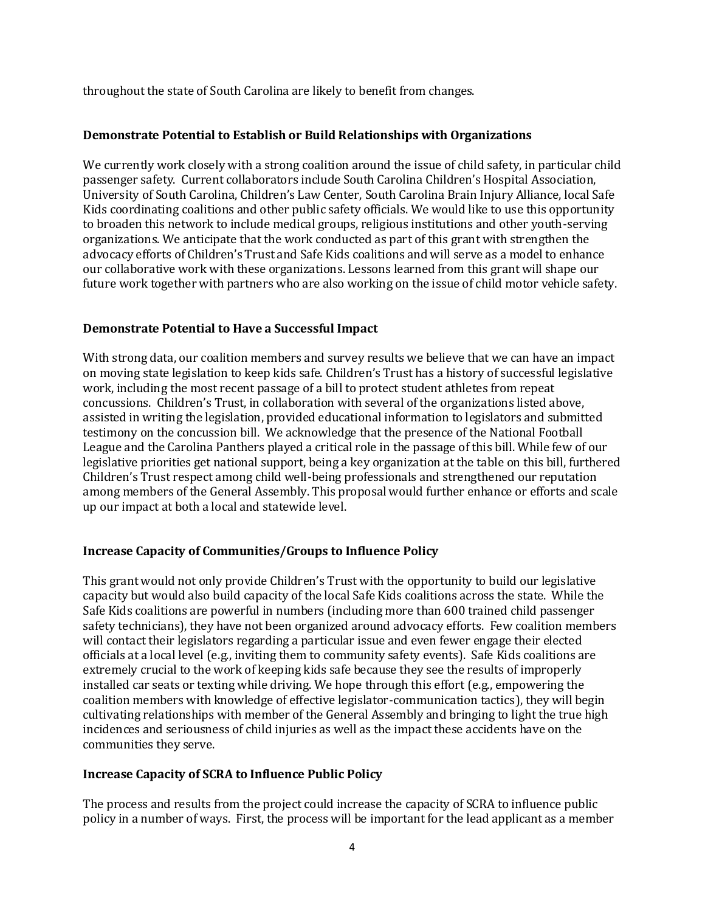throughout the state of South Carolina are likely to benefit from changes.

### Demonstrate Potential to Establish or Build Relationships with Organizations

We currently work closely with a strong coalition around the issue of child safety, in particular child passenger safety. Current collaborators include South Carolina Children's Hospital Association, University of South Carolina, Children's Law Center, South Carolina Brain Injury Alliance, local Safe Kids coordinating coalitions and other public safety officials. We would like to use this opportunity to broaden this network to include medical groups, religious institutions and other youth-serving organizations. We anticipate that the work conducted as part of this grant with strengthen the advocacy efforts of Children's Trust and Safe Kids coalitions and will serve as a model to enhance our collaborative work with these organizations. Lessons learned from this grant will shape our future work together with partners who are also working on the issue of child motor vehicle safety.

### Demonstrate Potential to Have a Successful Impact

With strong data, our coalition members and survey results we believe that we can have an impact on moving state legislation to keep kids safe. Children's Trust has a history of successful legislative work, including the most recent passage of a bill to protect student athletes from repeat concussions. Children's Trust, in collaboration with several of the organizations listed above, assisted in writing the legislation, provided educational information to legislators and submitted testimony on the concussion bill. We acknowledge that the presence of the National Football League and the Carolina Panthers played a critical role in the passage of this bill. While few of our legislative priorities get national support, being a key organization at the table on this bill, furthered Children's Trust respect among child well-being professionals and strengthened our reputation among members of the General Assembly. This proposal would further enhance or efforts and scale up our impact at both a local and statewide level.

### Increase Capacity of Communities/Groups to Influence Policy

This grant would not only provide Children's Trust with the opportunity to build our legislative capacity but would also build capacity of the local Safe Kids coalitions across the state. While the Safe Kids coalitions are powerful in numbers (including more than 600 trained child passenger safety technicians), they have not been organized around advocacy efforts. Few coalition members will contact their legislators regarding a particular issue and even fewer engage their elected officials at a local level (e.g., inviting them to community safety events). Safe Kids coalitions are extremely crucial to the work of keeping kids safe because they see the results of improperly installed car seats or texting while driving. We hope through this effort (e.g., empowering the coalition members with knowledge of effective legislator-communication tactics), they will begin cultivating relationships with member of the General Assembly and bringing to light the true high incidences and seriousness of child injuries as well as the impact these accidents have on the communities they serve.

### Increase Capacity of SCRA to Influence Public Policy

The process and results from the project could increase the capacity of SCRA to influence public policy in a number of ways. First, the process will be important for the lead applicant as a member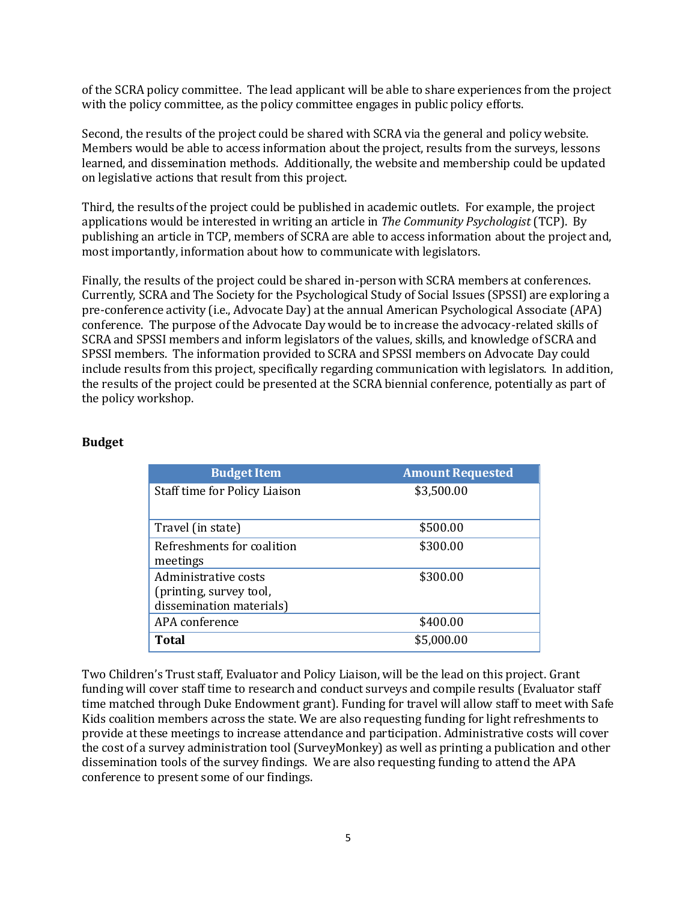of the SCRA policy committee. The lead applicant will be able to share experiences from the project with the policy committee, as the policy committee engages in public policy efforts.

Second, the results of the project could be shared with SCRA via the general and policy website. Members would be able to access information about the project, results from the surveys, lessons learned, and dissemination methods. Additionally, the website and membership could be updated on legislative actions that result from this project.

Third, the results of the project could be published in academic outlets. For example, the project applications would be interested in writing an article in *The Community Psychologist* (TCP). By publishing an article in TCP, members of SCRA are able to access information about the project and, most importantly, information about how to communicate with legislators.

Finally, the results of the project could be shared in-person with SCRA members at conferences. Currently, SCRA and The Society for the Psychological Study of Social Issues (SPSSI) are exploring a pre-conference activity (i.e., Advocate Day) at the annual American Psychological Associate (APA) conference. The purpose of the Advocate Day would be to increase the advocacy-related skills of SCRA and SPSSI members and inform legislators of the values, skills, and knowledge of SCRA and SPSSI members. The information provided to SCRA and SPSSI members on Advocate Day could include results from this project, specifically regarding communication with legislators. In addition, the results of the project could be presented at the SCRA biennial conference, potentially as part of the policy workshop.

**Budget**

| Budget Item | Amount Requested |
|---|---|
| Staff time for Policy Liaison | $3,500.00 |
| Travel (in state) | $500.00 |
| Refreshments for coalition meetings | $300.00 |
| Administrative costs (printing, survey tool, dissemination materials) | $300.00 |
| APA conference | $400.00 |
| **Total** | $5,000.00 |

Two Children's Trust staff, Evaluator and Policy Liaison, will be the lead on this project. Grant funding will cover staff time to research and conduct surveys and compile results (Evaluator staff time matched through Duke Endowment grant). Funding for travel will allow staff to meet with Safe Kids coalition members across the state. We are also requesting funding for light refreshments to provide at these meetings to increase attendance and participation. Administrative costs will cover the cost of a survey administration tool (SurveyMonkey) as well as printing a publication and other dissemination tools of the survey findings. We are also requesting funding to attend the APA conference to present some of our findings.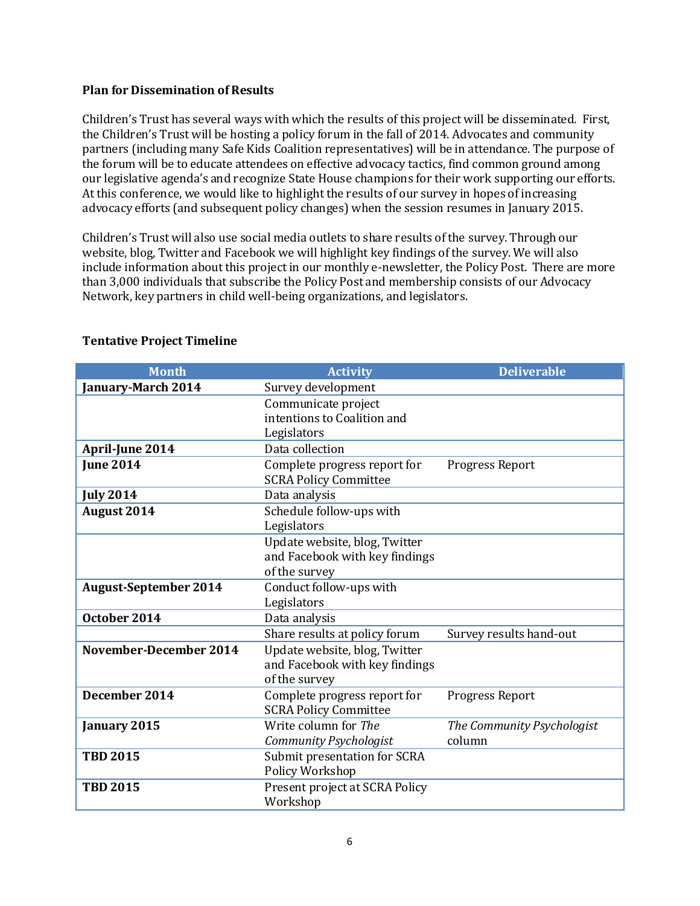### Plan for Dissemination of Results

Children's Trust has several ways with which the results of this project will be disseminated. First, the Children's Trust will be hosting a policy forum in the fall of 2014. Advocates and community partners (including many Safe Kids Coalition representatives) will be in attendance. The purpose of the forum will be to educate attendees on effective advocacy tactics, find common ground among our legislative agenda's and recognize State House champions for their work supporting our efforts. At this conference, we would like to highlight the results of our survey in hopes of increasing advocacy efforts (and subsequent policy changes) when the session resumes in January 2015.

Children's Trust will also use social media outlets to share results of the survey. Through our website, blog, Twitter and Facebook we will highlight key findings of the survey. We will also include information about this project in our monthly e-newsletter, the Policy Post. There are more than 3,000 individuals that subscribe the Policy Post and membership consists of our Advocacy Network, key partners in child well-being organizations, and legislators.

### Tentative Project Timeline

| Month | Activity | Deliverable |
|---|---|---|
| **January-March 2014** | Survey development | |
| | Communicate project intentions to Coalition and Legislators | |
| **April-June 2014** | Data collection | |
| **June 2014** | Complete progress report for SCRA Policy Committee | Progress Report |
| **July 2014** | Data analysis | |
| **August 2014** | Schedule follow-ups with Legislators | |
| | Update website, blog, Twitter and Facebook with key findings of the survey | |
| **August-September 2014** | Conduct follow-ups with Legislators | |
| **October 2014** | Data analysis | |
| | Share results at policy forum | Survey results hand-out |
| **November-December 2014** | Update website, blog, Twitter and Facebook with key findings of the survey | |
| **December 2014** | Complete progress report for SCRA Policy Committee | Progress Report |
| **January 2015** | Write column for *The Community Psychologist* | *The Community Psychologist* column |
| **TBD 2015** | Submit presentation for SCRA Policy Workshop | |
| **TBD 2015** | Present project at SCRA Policy Workshop | |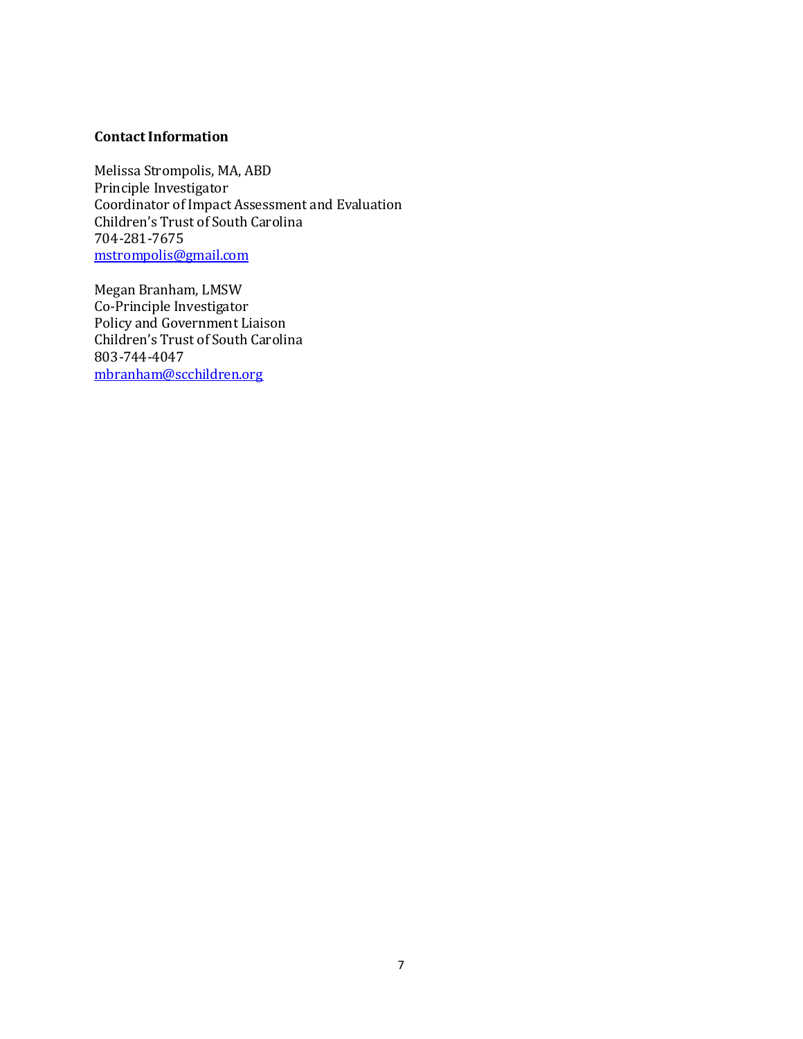**Contact Information**

Melissa Strompolis, MA, ABD
Principle Investigator
Coordinator of Impact Assessment and Evaluation
Children's Trust of South Carolina
704-281-7675
mstrompolis@gmail.com

Megan Branham, LMSW
Co-Principle Investigator
Policy and Government Liaison
Children's Trust of South Carolina
803-744-4047
mbranham@scchildren.org